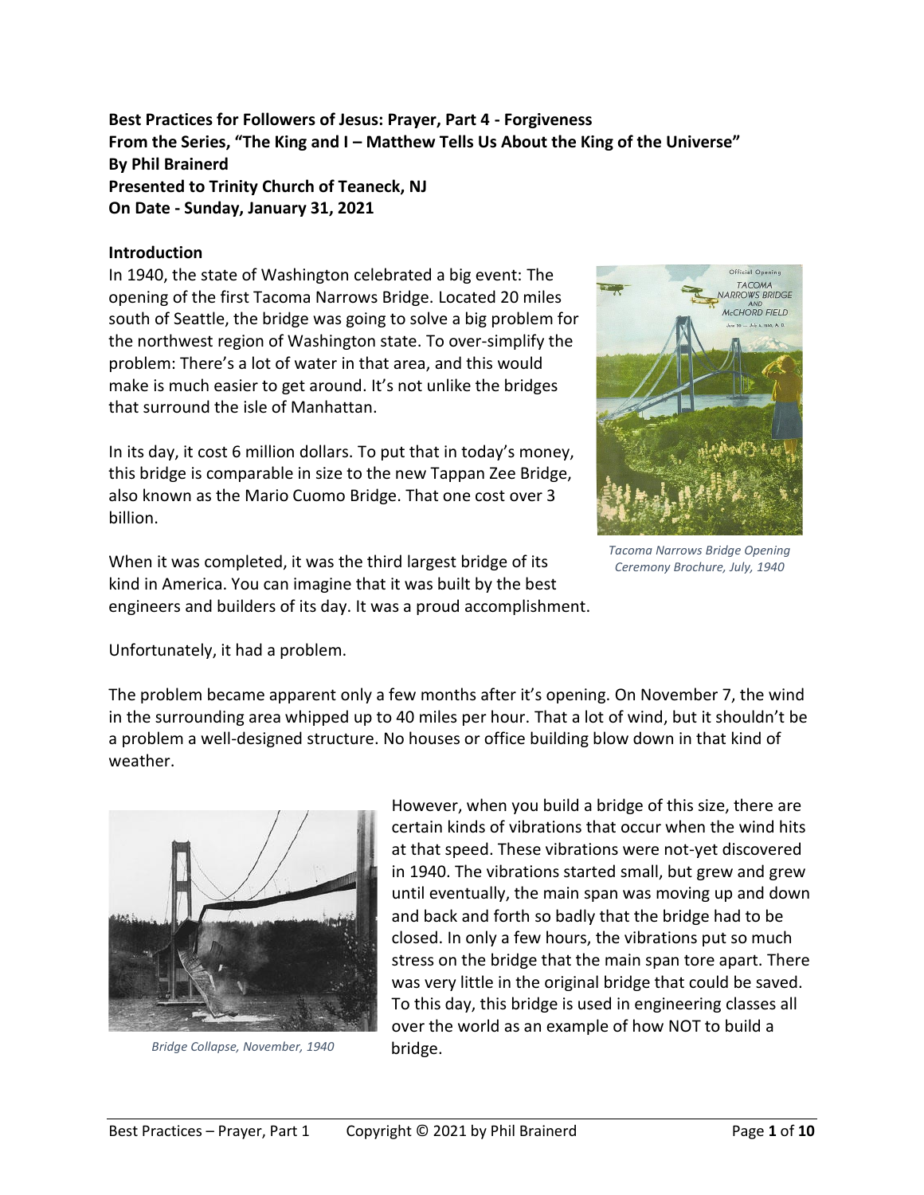**Best Practices for Followers of Jesus: Prayer, Part 4 - Forgiveness**
**From the Series, "The King and I – Matthew Tells Us About the King of the Universe"**
**By Phil Brainerd**
**Presented to Trinity Church of Teaneck, NJ**
**On Date - Sunday, January 31, 2021**

**Introduction**

In 1940, the state of Washington celebrated a big event: The opening of the first Tacoma Narrows Bridge. Located 20 miles south of Seattle, the bridge was going to solve a big problem for the northwest region of Washington state. To over-simplify the problem: There's a lot of water in that area, and this would make is much easier to get around. It's not unlike the bridges that surround the isle of Manhattan.

In its day, it cost 6 million dollars. To put that in today's money, this bridge is comparable in size to the new Tappan Zee Bridge, also known as the Mario Cuomo Bridge. That one cost over 3 billion.

*Tacoma Narrows Bridge Opening Ceremony Brochure, July, 1940*

When it was completed, it was the third largest bridge of its kind in America. You can imagine that it was built by the best engineers and builders of its day. It was a proud accomplishment.

Unfortunately, it had a problem.

The problem became apparent only a few months after it's opening. On November 7, the wind in the surrounding area whipped up to 40 miles per hour. That a lot of wind, but it shouldn't be a problem a well-designed structure. No houses or office building blow down in that kind of weather.

*Bridge Collapse, November, 1940*

However, when you build a bridge of this size, there are certain kinds of vibrations that occur when the wind hits at that speed. These vibrations were not-yet discovered in 1940. The vibrations started small, but grew and grew until eventually, the main span was moving up and down and back and forth so badly that the bridge had to be closed. In only a few hours, the vibrations put so much stress on the bridge that the main span tore apart. There was very little in the original bridge that could be saved. To this day, this bridge is used in engineering classes all over the world as an example of how NOT to build a bridge.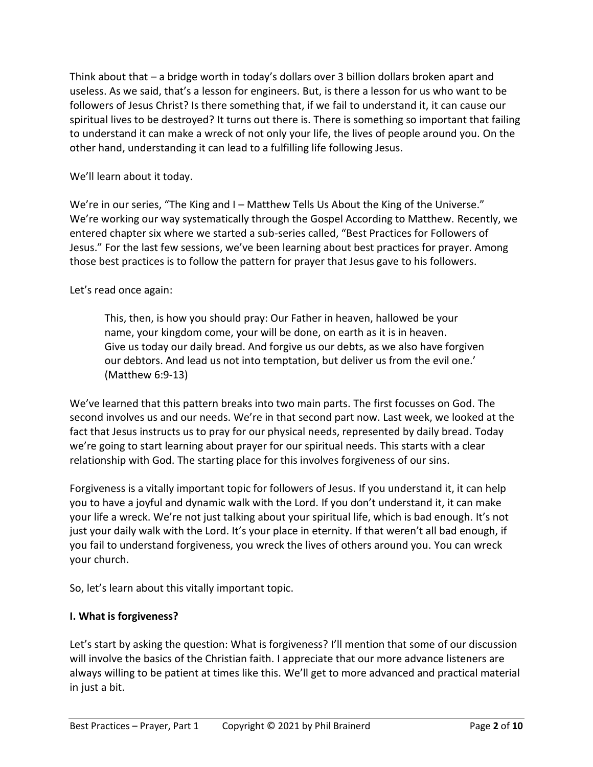Think about that – a bridge worth in today's dollars over 3 billion dollars broken apart and useless. As we said, that's a lesson for engineers. But, is there a lesson for us who want to be followers of Jesus Christ? Is there something that, if we fail to understand it, it can cause our spiritual lives to be destroyed? It turns out there is. There is something so important that failing to understand it can make a wreck of not only your life, the lives of people around you. On the other hand, understanding it can lead to a fulfilling life following Jesus.

We'll learn about it today.

We're in our series, "The King and I – Matthew Tells Us About the King of the Universe." We're working our way systematically through the Gospel According to Matthew. Recently, we entered chapter six where we started a sub-series called, "Best Practices for Followers of Jesus." For the last few sessions, we've been learning about best practices for prayer. Among those best practices is to follow the pattern for prayer that Jesus gave to his followers.

Let's read once again:

> This, then, is how you should pray: Our Father in heaven, hallowed be your name, your kingdom come, your will be done, on earth as it is in heaven. Give us today our daily bread. And forgive us our debts, as we also have forgiven our debtors. And lead us not into temptation, but deliver us from the evil one.' (Matthew 6:9-13)

We've learned that this pattern breaks into two main parts. The first focusses on God. The second involves us and our needs. We're in that second part now. Last week, we looked at the fact that Jesus instructs us to pray for our physical needs, represented by daily bread. Today we're going to start learning about prayer for our spiritual needs. This starts with a clear relationship with God. The starting place for this involves forgiveness of our sins.

Forgiveness is a vitally important topic for followers of Jesus. If you understand it, it can help you to have a joyful and dynamic walk with the Lord. If you don't understand it, it can make your life a wreck. We're not just talking about your spiritual life, which is bad enough. It's not just your daily walk with the Lord. It's your place in eternity. If that weren't all bad enough, if you fail to understand forgiveness, you wreck the lives of others around you. You can wreck your church.

So, let's learn about this vitally important topic.

**I. What is forgiveness?**

Let's start by asking the question: What is forgiveness? I'll mention that some of our discussion will involve the basics of the Christian faith. I appreciate that our more advance listeners are always willing to be patient at times like this. We'll get to more advanced and practical material in just a bit.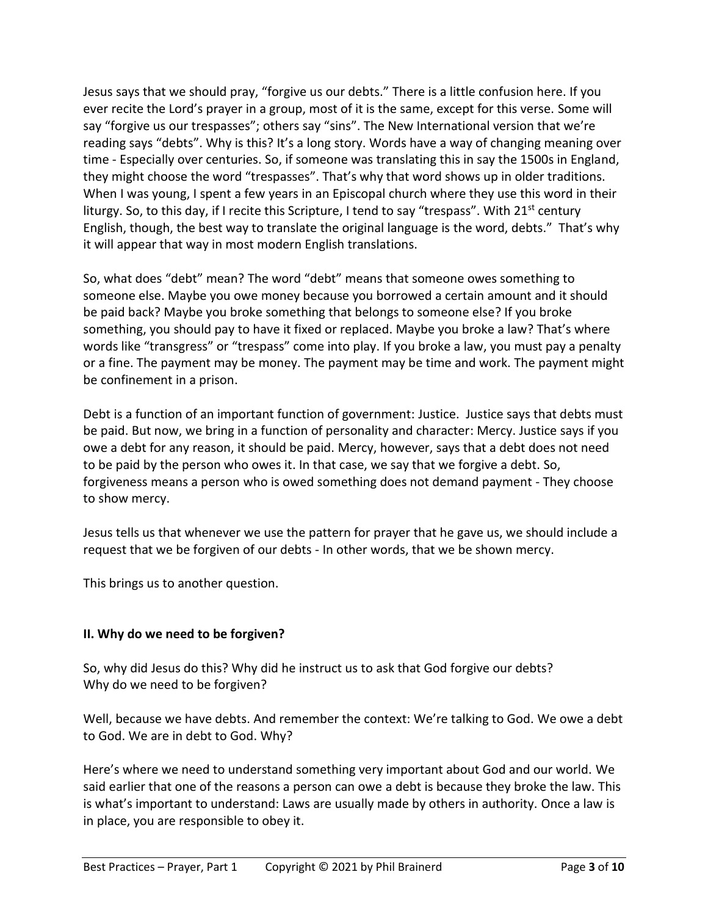Jesus says that we should pray, "forgive us our debts." There is a little confusion here. If you ever recite the Lord's prayer in a group, most of it is the same, except for this verse. Some will say "forgive us our trespasses"; others say "sins". The New International version that we're reading says "debts". Why is this? It's a long story. Words have a way of changing meaning over time - Especially over centuries. So, if someone was translating this in say the 1500s in England, they might choose the word "trespasses". That's why that word shows up in older traditions. When I was young, I spent a few years in an Episcopal church where they use this word in their liturgy. So, to this day, if I recite this Scripture, I tend to say "trespass". With 21st century English, though, the best way to translate the original language is the word, debts." That's why it will appear that way in most modern English translations.

So, what does "debt" mean? The word "debt" means that someone owes something to someone else. Maybe you owe money because you borrowed a certain amount and it should be paid back? Maybe you broke something that belongs to someone else? If you broke something, you should pay to have it fixed or replaced. Maybe you broke a law? That's where words like "transgress" or "trespass" come into play. If you broke a law, you must pay a penalty or a fine. The payment may be money. The payment may be time and work. The payment might be confinement in a prison.

Debt is a function of an important function of government: Justice. Justice says that debts must be paid. But now, we bring in a function of personality and character: Mercy. Justice says if you owe a debt for any reason, it should be paid. Mercy, however, says that a debt does not need to be paid by the person who owes it. In that case, we say that we forgive a debt. So, forgiveness means a person who is owed something does not demand payment - They choose to show mercy.

Jesus tells us that whenever we use the pattern for prayer that he gave us, we should include a request that we be forgiven of our debts - In other words, that we be shown mercy.

This brings us to another question.

## II. Why do we need to be forgiven?

So, why did Jesus do this? Why did he instruct us to ask that God forgive our debts?
Why do we need to be forgiven?

Well, because we have debts. And remember the context: We're talking to God. We owe a debt to God. We are in debt to God. Why?

Here's where we need to understand something very important about God and our world. We said earlier that one of the reasons a person can owe a debt is because they broke the law. This is what's important to understand: Laws are usually made by others in authority. Once a law is in place, you are responsible to obey it.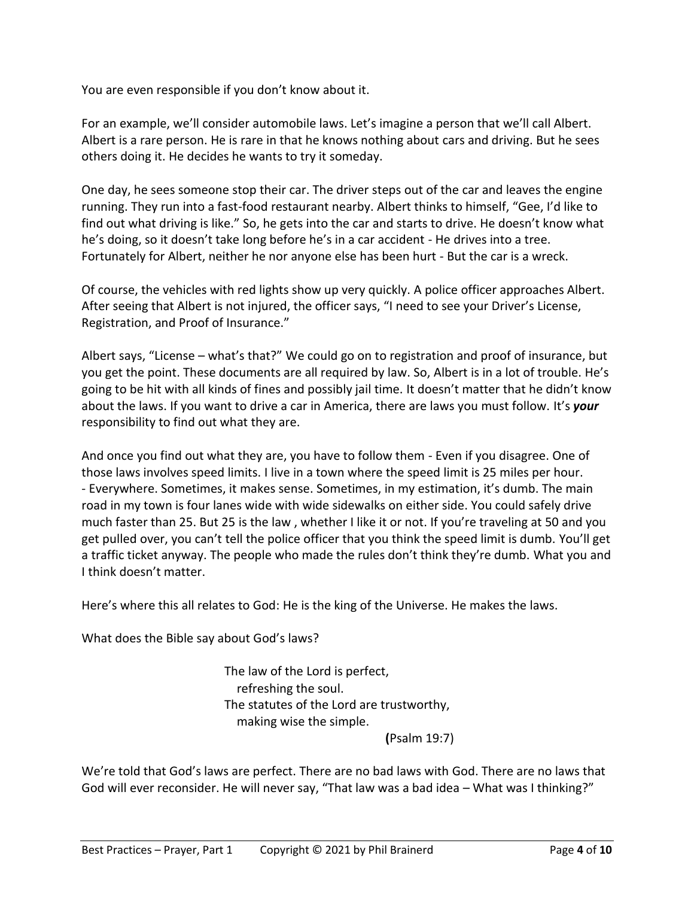You are even responsible if you don't know about it.

For an example, we'll consider automobile laws. Let's imagine a person that we'll call Albert. Albert is a rare person. He is rare in that he knows nothing about cars and driving. But he sees others doing it. He decides he wants to try it someday.

One day, he sees someone stop their car. The driver steps out of the car and leaves the engine running. They run into a fast-food restaurant nearby. Albert thinks to himself, "Gee, I'd like to find out what driving is like." So, he gets into the car and starts to drive. He doesn't know what he's doing, so it doesn't take long before he's in a car accident - He drives into a tree. Fortunately for Albert, neither he nor anyone else has been hurt - But the car is a wreck.

Of course, the vehicles with red lights show up very quickly. A police officer approaches Albert. After seeing that Albert is not injured, the officer says, "I need to see your Driver's License, Registration, and Proof of Insurance."

Albert says, "License – what's that?" We could go on to registration and proof of insurance, but you get the point. These documents are all required by law. So, Albert is in a lot of trouble. He's going to be hit with all kinds of fines and possibly jail time. It doesn't matter that he didn't know about the laws. If you want to drive a car in America, there are laws you must follow. It's ***your*** responsibility to find out what they are.

And once you find out what they are, you have to follow them - Even if you disagree. One of those laws involves speed limits. I live in a town where the speed limit is 25 miles per hour. - Everywhere. Sometimes, it makes sense. Sometimes, in my estimation, it's dumb. The main road in my town is four lanes wide with wide sidewalks on either side. You could safely drive much faster than 25. But 25 is the law , whether I like it or not. If you're traveling at 50 and you get pulled over, you can't tell the police officer that you think the speed limit is dumb. You'll get a traffic ticket anyway. The people who made the rules don't think they're dumb. What you and I think doesn't matter.

Here's where this all relates to God: He is the king of the Universe. He makes the laws.

What does the Bible say about God's laws?

> The law of the Lord is perfect,
>   refreshing the soul.
> The statutes of the Lord are trustworthy,
>   making wise the simple.
>
> (Psalm 19:7)

We're told that God's laws are perfect. There are no bad laws with God. There are no laws that God will ever reconsider. He will never say, "That law was a bad idea – What was I thinking?"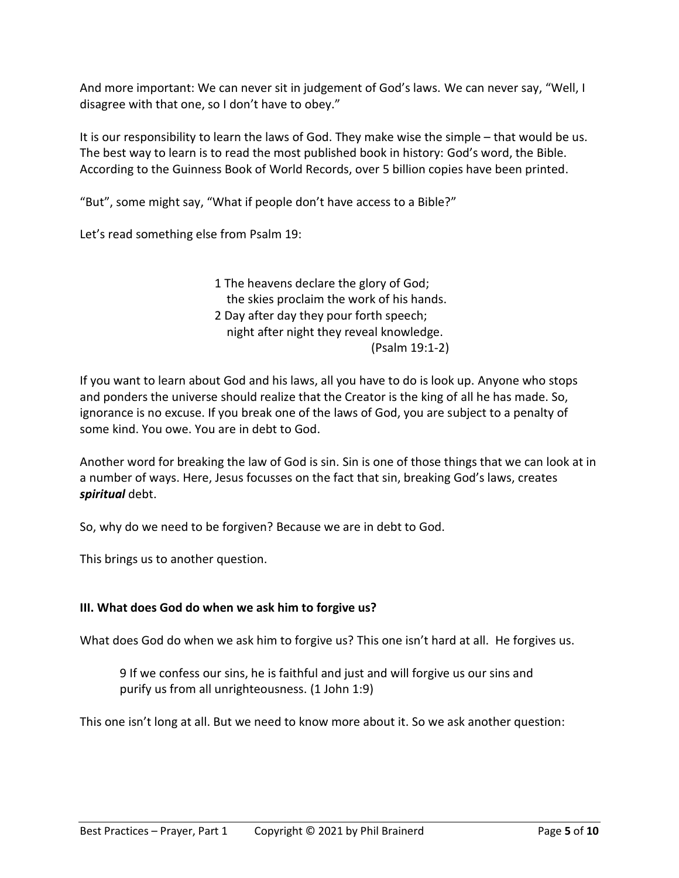And more important: We can never sit in judgement of God's laws. We can never say, "Well, I disagree with that one, so I don't have to obey."

It is our responsibility to learn the laws of God. They make wise the simple – that would be us. The best way to learn is to read the most published book in history: God's word, the Bible. According to the Guinness Book of World Records, over 5 billion copies have been printed.

"But", some might say, "What if people don't have access to a Bible?"

Let's read something else from Psalm 19:

> 1 The heavens declare the glory of God;
> the skies proclaim the work of his hands.
> 2 Day after day they pour forth speech;
> night after night they reveal knowledge.
> (Psalm 19:1-2)

If you want to learn about God and his laws, all you have to do is look up. Anyone who stops and ponders the universe should realize that the Creator is the king of all he has made. So, ignorance is no excuse. If you break one of the laws of God, you are subject to a penalty of some kind. You owe. You are in debt to God.

Another word for breaking the law of God is sin. Sin is one of those things that we can look at in a number of ways. Here, Jesus focusses on the fact that sin, breaking God's laws, creates ***spiritual*** debt.

So, why do we need to be forgiven? Because we are in debt to God.

This brings us to another question.

**III. What does God do when we ask him to forgive us?**

What does God do when we ask him to forgive us? This one isn't hard at all. He forgives us.

> 9 If we confess our sins, he is faithful and just and will forgive us our sins and purify us from all unrighteousness. (1 John 1:9)

This one isn't long at all. But we need to know more about it. So we ask another question: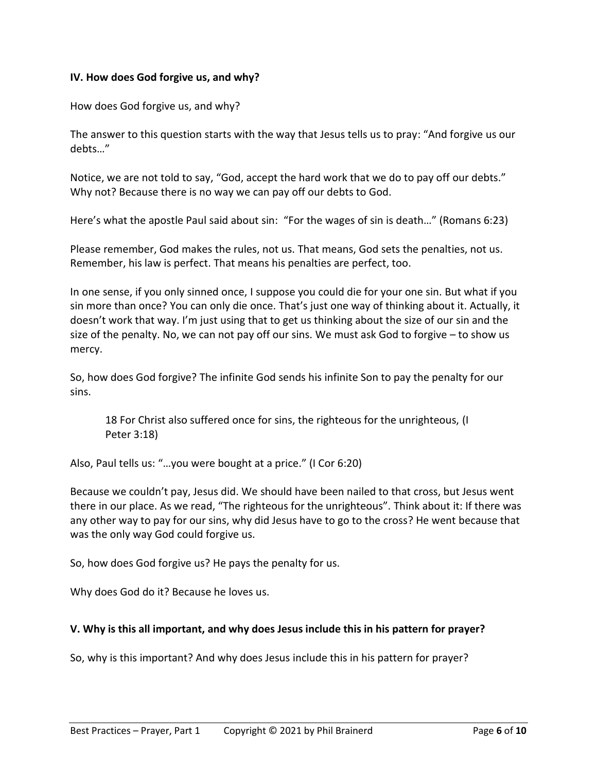**IV. How does God forgive us, and why?**

How does God forgive us, and why?

The answer to this question starts with the way that Jesus tells us to pray: "And forgive us our debts…"

Notice, we are not told to say, "God, accept the hard work that we do to pay off our debts." Why not? Because there is no way we can pay off our debts to God.

Here's what the apostle Paul said about sin: "For the wages of sin is death…" (Romans 6:23)

Please remember, God makes the rules, not us. That means, God sets the penalties, not us. Remember, his law is perfect. That means his penalties are perfect, too.

In one sense, if you only sinned once, I suppose you could die for your one sin. But what if you sin more than once? You can only die once. That's just one way of thinking about it. Actually, it doesn't work that way. I'm just using that to get us thinking about the size of our sin and the size of the penalty. No, we can not pay off our sins. We must ask God to forgive – to show us mercy.

So, how does God forgive? The infinite God sends his infinite Son to pay the penalty for our sins.

> 18 For Christ also suffered once for sins, the righteous for the unrighteous, (I Peter 3:18)

Also, Paul tells us: "…you were bought at a price." (I Cor 6:20)

Because we couldn't pay, Jesus did. We should have been nailed to that cross, but Jesus went there in our place. As we read, "The righteous for the unrighteous". Think about it: If there was any other way to pay for our sins, why did Jesus have to go to the cross? He went because that was the only way God could forgive us.

So, how does God forgive us? He pays the penalty for us.

Why does God do it? Because he loves us.

**V. Why is this all important, and why does Jesus include this in his pattern for prayer?**

So, why is this important? And why does Jesus include this in his pattern for prayer?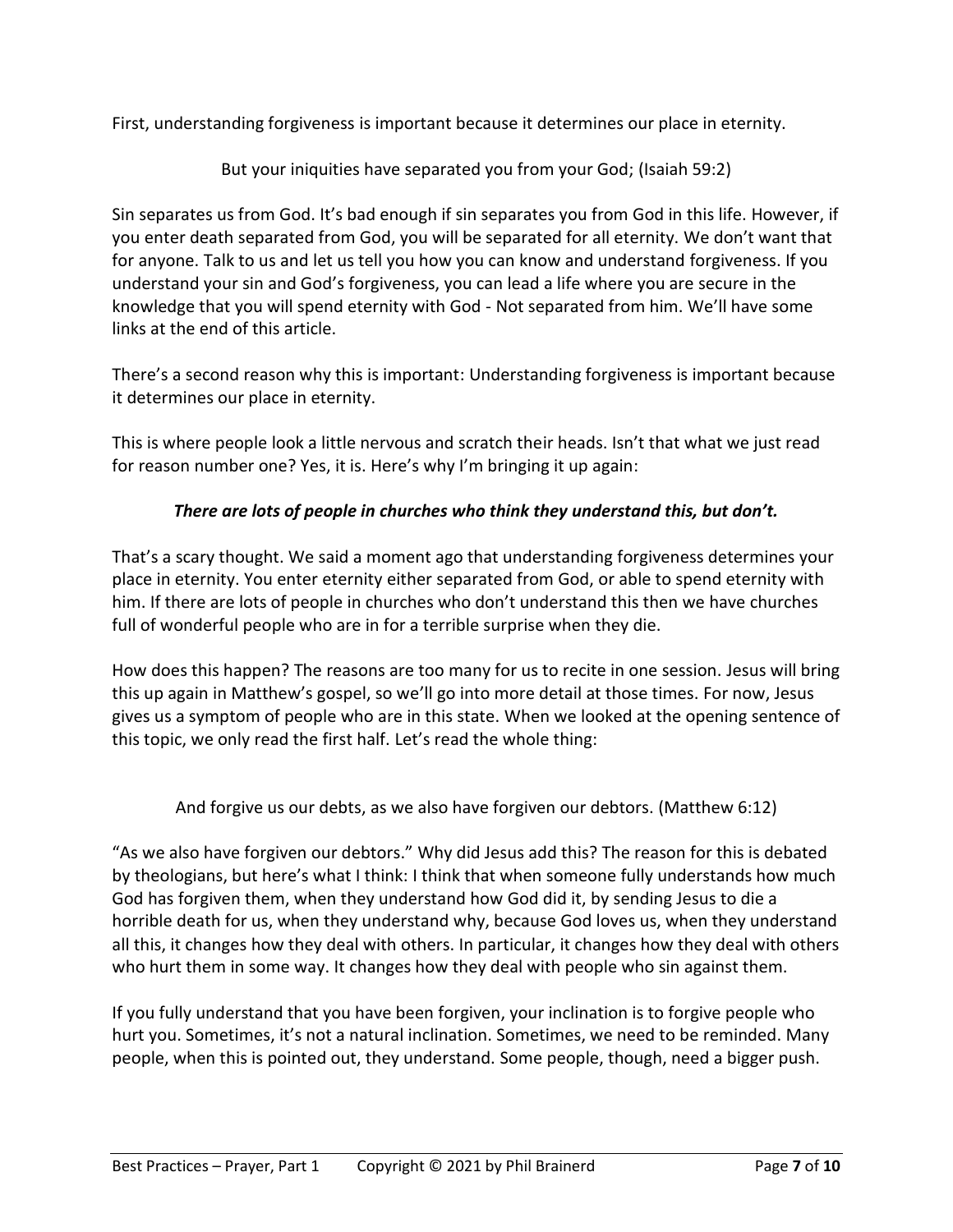First, understanding forgiveness is important because it determines our place in eternity.

But your iniquities have separated you from your God; (Isaiah 59:2)

Sin separates us from God. It's bad enough if sin separates you from God in this life. However, if you enter death separated from God, you will be separated for all eternity. We don't want that for anyone. Talk to us and let us tell you how you can know and understand forgiveness. If you understand your sin and God's forgiveness, you can lead a life where you are secure in the knowledge that you will spend eternity with God - Not separated from him. We'll have some links at the end of this article.

There's a second reason why this is important: Understanding forgiveness is important because it determines our place in eternity.

This is where people look a little nervous and scratch their heads. Isn't that what we just read for reason number one? Yes, it is. Here's why I'm bringing it up again:

***There are lots of people in churches who think they understand this, but don't.***

That's a scary thought. We said a moment ago that understanding forgiveness determines your place in eternity. You enter eternity either separated from God, or able to spend eternity with him. If there are lots of people in churches who don't understand this then we have churches full of wonderful people who are in for a terrible surprise when they die.

How does this happen? The reasons are too many for us to recite in one session. Jesus will bring this up again in Matthew's gospel, so we'll go into more detail at those times. For now, Jesus gives us a symptom of people who are in this state. When we looked at the opening sentence of this topic, we only read the first half. Let's read the whole thing:

And forgive us our debts, as we also have forgiven our debtors. (Matthew 6:12)

"As we also have forgiven our debtors." Why did Jesus add this? The reason for this is debated by theologians, but here's what I think: I think that when someone fully understands how much God has forgiven them, when they understand how God did it, by sending Jesus to die a horrible death for us, when they understand why, because God loves us, when they understand all this, it changes how they deal with others. In particular, it changes how they deal with others who hurt them in some way. It changes how they deal with people who sin against them.

If you fully understand that you have been forgiven, your inclination is to forgive people who hurt you. Sometimes, it's not a natural inclination. Sometimes, we need to be reminded. Many people, when this is pointed out, they understand. Some people, though, need a bigger push.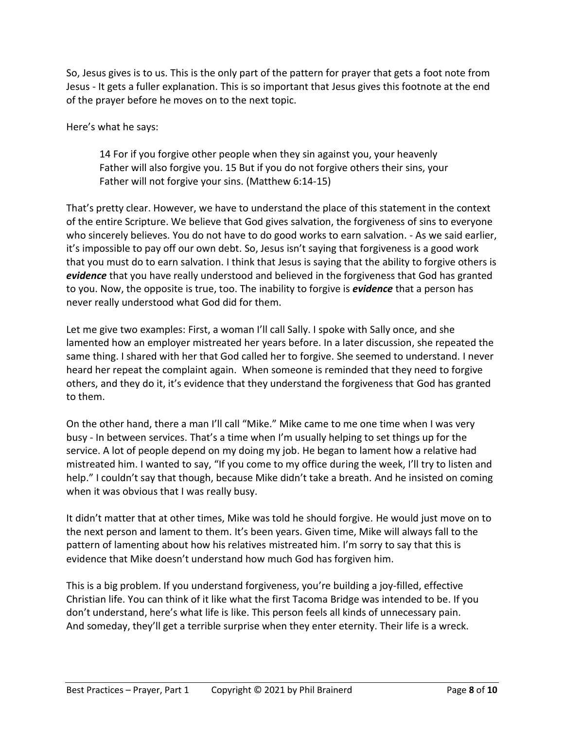So, Jesus gives is to us. This is the only part of the pattern for prayer that gets a foot note from Jesus - It gets a fuller explanation. This is so important that Jesus gives this footnote at the end of the prayer before he moves on to the next topic.

Here's what he says:

> 14 For if you forgive other people when they sin against you, your heavenly Father will also forgive you. 15 But if you do not forgive others their sins, your Father will not forgive your sins. (Matthew 6:14-15)

That's pretty clear. However, we have to understand the place of this statement in the context of the entire Scripture. We believe that God gives salvation, the forgiveness of sins to everyone who sincerely believes. You do not have to do good works to earn salvation. - As we said earlier, it's impossible to pay off our own debt. So, Jesus isn't saying that forgiveness is a good work that you must do to earn salvation. I think that Jesus is saying that the ability to forgive others is ***evidence*** that you have really understood and believed in the forgiveness that God has granted to you. Now, the opposite is true, too. The inability to forgive is ***evidence*** that a person has never really understood what God did for them.

Let me give two examples: First, a woman I'll call Sally. I spoke with Sally once, and she lamented how an employer mistreated her years before. In a later discussion, she repeated the same thing. I shared with her that God called her to forgive. She seemed to understand. I never heard her repeat the complaint again. When someone is reminded that they need to forgive others, and they do it, it's evidence that they understand the forgiveness that God has granted to them.

On the other hand, there a man I'll call "Mike." Mike came to me one time when I was very busy - In between services. That's a time when I'm usually helping to set things up for the service. A lot of people depend on my doing my job. He began to lament how a relative had mistreated him. I wanted to say, "If you come to my office during the week, I'll try to listen and help." I couldn't say that though, because Mike didn't take a breath. And he insisted on coming when it was obvious that I was really busy.

It didn't matter that at other times, Mike was told he should forgive. He would just move on to the next person and lament to them. It's been years. Given time, Mike will always fall to the pattern of lamenting about how his relatives mistreated him. I'm sorry to say that this is evidence that Mike doesn't understand how much God has forgiven him.

This is a big problem. If you understand forgiveness, you're building a joy-filled, effective Christian life. You can think of it like what the first Tacoma Bridge was intended to be. If you don't understand, here's what life is like. This person feels all kinds of unnecessary pain. And someday, they'll get a terrible surprise when they enter eternity. Their life is a wreck.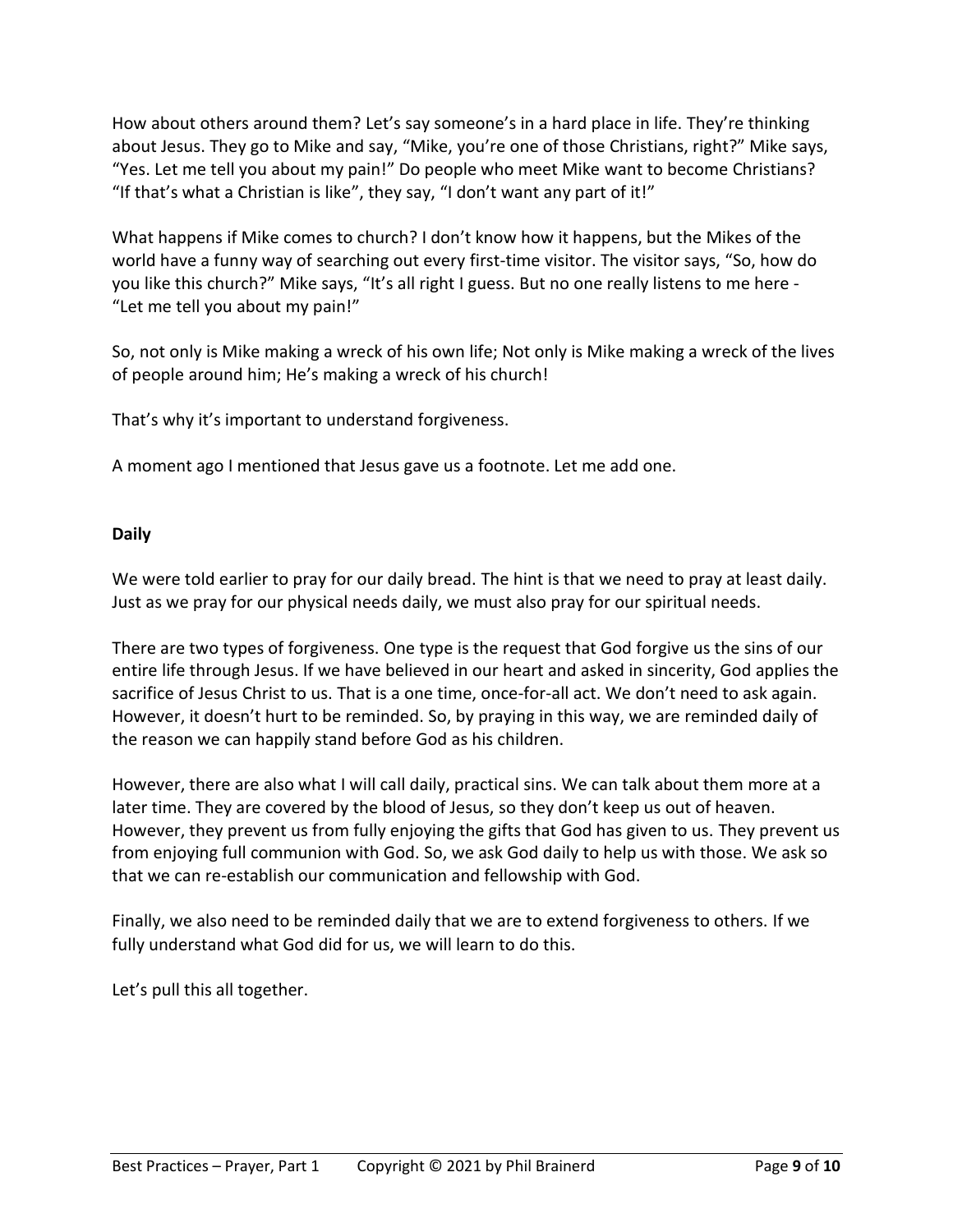How about others around them? Let's say someone's in a hard place in life. They're thinking about Jesus. They go to Mike and say, "Mike, you're one of those Christians, right?" Mike says, "Yes. Let me tell you about my pain!" Do people who meet Mike want to become Christians? "If that's what a Christian is like", they say, "I don't want any part of it!"

What happens if Mike comes to church? I don't know how it happens, but the Mikes of the world have a funny way of searching out every first-time visitor. The visitor says, "So, how do you like this church?" Mike says, "It's all right I guess. But no one really listens to me here - "Let me tell you about my pain!"

So, not only is Mike making a wreck of his own life; Not only is Mike making a wreck of the lives of people around him; He's making a wreck of his church!

That's why it's important to understand forgiveness.

A moment ago I mentioned that Jesus gave us a footnote. Let me add one.

**Daily**

We were told earlier to pray for our daily bread. The hint is that we need to pray at least daily. Just as we pray for our physical needs daily, we must also pray for our spiritual needs.

There are two types of forgiveness. One type is the request that God forgive us the sins of our entire life through Jesus. If we have believed in our heart and asked in sincerity, God applies the sacrifice of Jesus Christ to us. That is a one time, once-for-all act. We don't need to ask again. However, it doesn't hurt to be reminded. So, by praying in this way, we are reminded daily of the reason we can happily stand before God as his children.

However, there are also what I will call daily, practical sins. We can talk about them more at a later time. They are covered by the blood of Jesus, so they don't keep us out of heaven. However, they prevent us from fully enjoying the gifts that God has given to us. They prevent us from enjoying full communion with God. So, we ask God daily to help us with those. We ask so that we can re-establish our communication and fellowship with God.

Finally, we also need to be reminded daily that we are to extend forgiveness to others. If we fully understand what God did for us, we will learn to do this.

Let's pull this all together.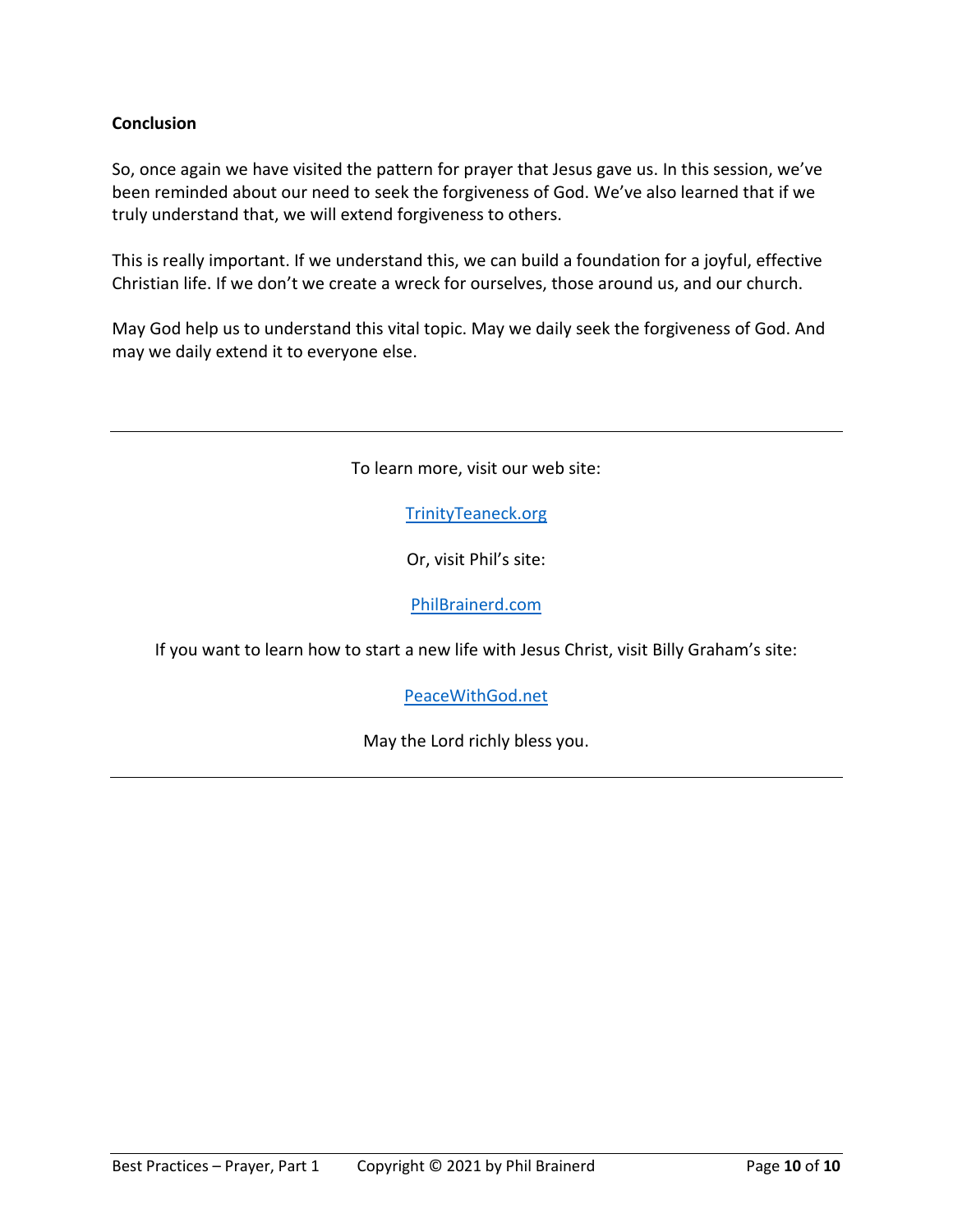**Conclusion**

So, once again we have visited the pattern for prayer that Jesus gave us. In this session, we've been reminded about our need to seek the forgiveness of God. We've also learned that if we truly understand that, we will extend forgiveness to others.

This is really important. If we understand this, we can build a foundation for a joyful, effective Christian life. If we don't we create a wreck for ourselves, those around us, and our church.

May God help us to understand this vital topic. May we daily seek the forgiveness of God. And may we daily extend it to everyone else.

---

To learn more, visit our web site:

TrinityTeaneck.org

Or, visit Phil's site:

PhilBrainerd.com

If you want to learn how to start a new life with Jesus Christ, visit Billy Graham's site:

PeaceWithGod.net

May the Lord richly bless you.

---